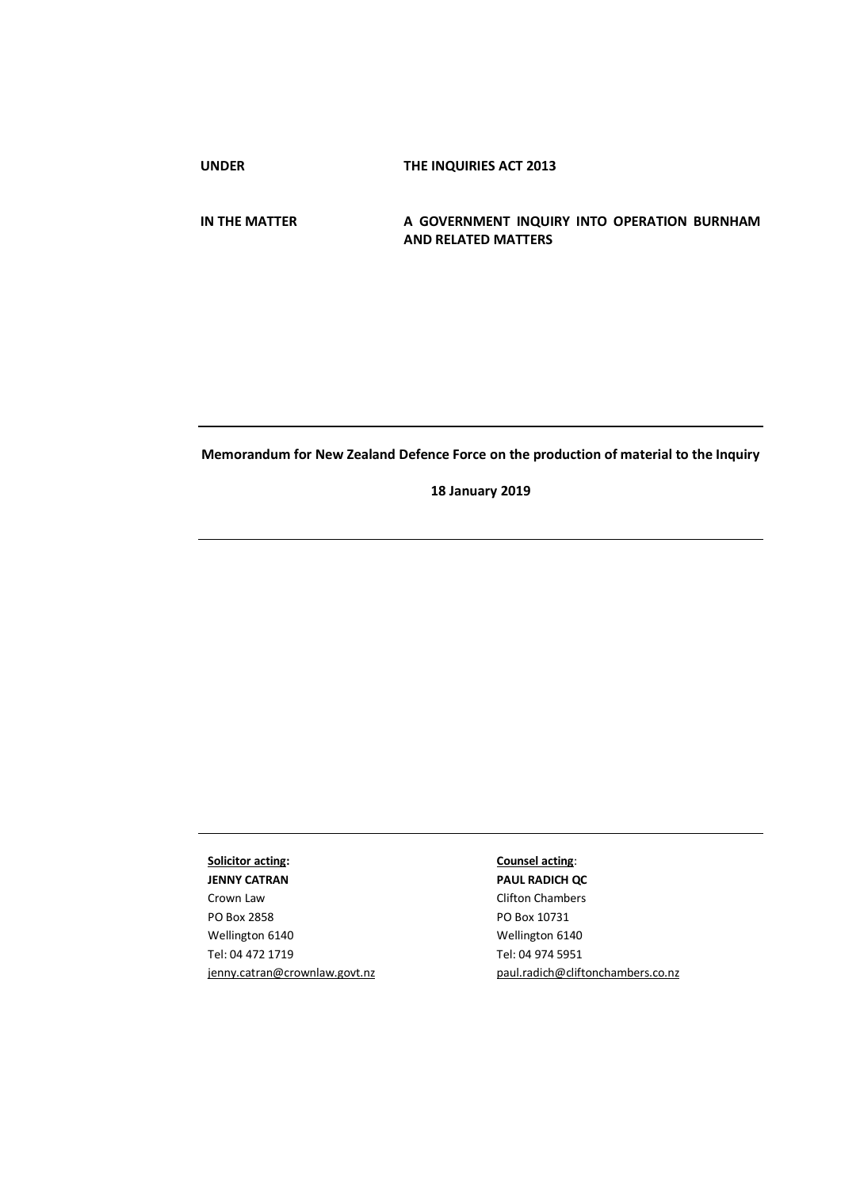**UNDER** **THE INQUIRIES ACT 2013**

**IN THE MATTER** **A GOVERNMENT INQUIRY INTO OPERATION BURNHAM AND RELATED MATTERS**

---

**Memorandum for New Zealand Defence Force on the production of material to the Inquiry**

**18 January 2019**

---

---

| **Solicitor acting:** | **Counsel acting**: |
|---|---|
| **JENNY CATRAN** | **PAUL RADICH QC** |
| Crown Law | Clifton Chambers |
| PO Box 2858 | PO Box 10731 |
| Wellington 6140 | Wellington 6140 |
| Tel: 04 472 1719 | Tel: 04 974 5951 |
| jenny.catran@crownlaw.govt.nz | paul.radich@cliftonchambers.co.nz |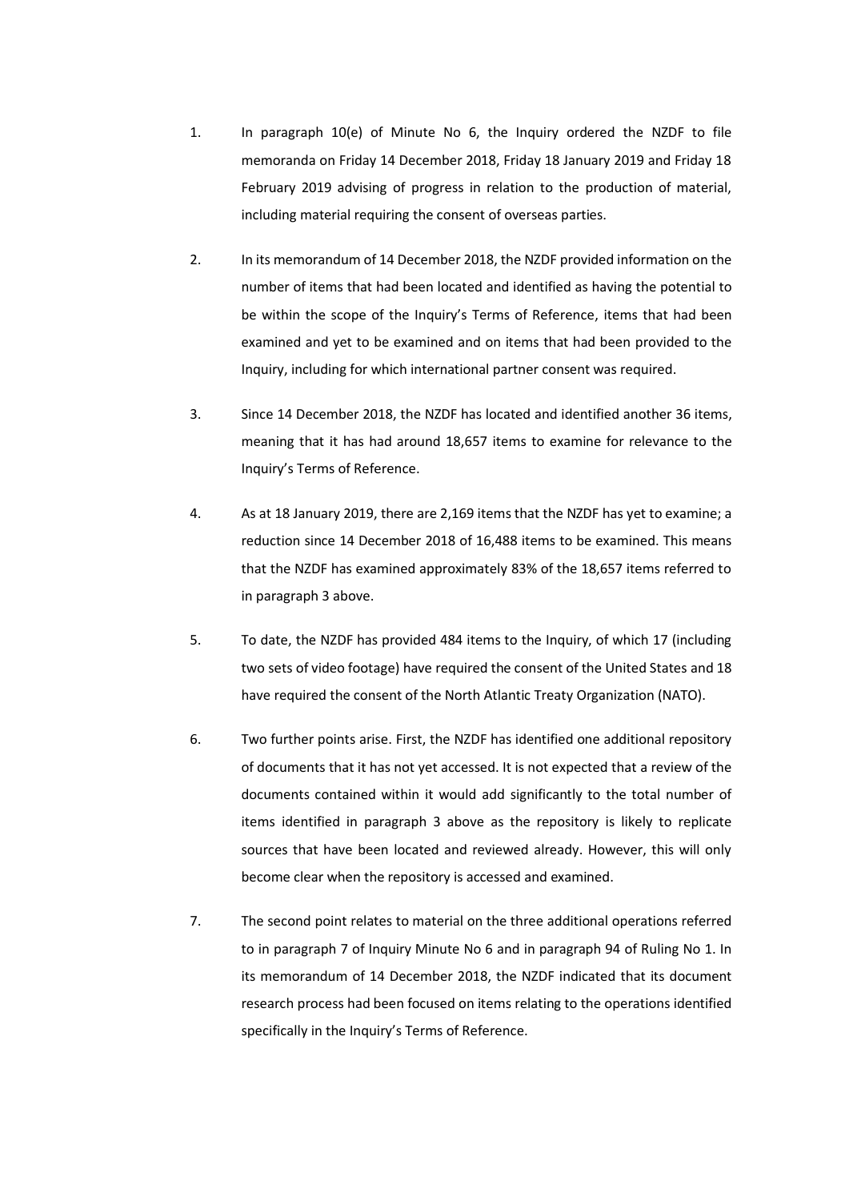1. In paragraph 10(e) of Minute No 6, the Inquiry ordered the NZDF to file memoranda on Friday 14 December 2018, Friday 18 January 2019 and Friday 18 February 2019 advising of progress in relation to the production of material, including material requiring the consent of overseas parties.

2. In its memorandum of 14 December 2018, the NZDF provided information on the number of items that had been located and identified as having the potential to be within the scope of the Inquiry's Terms of Reference, items that had been examined and yet to be examined and on items that had been provided to the Inquiry, including for which international partner consent was required.

3. Since 14 December 2018, the NZDF has located and identified another 36 items, meaning that it has had around 18,657 items to examine for relevance to the Inquiry's Terms of Reference.

4. As at 18 January 2019, there are 2,169 items that the NZDF has yet to examine; a reduction since 14 December 2018 of 16,488 items to be examined. This means that the NZDF has examined approximately 83% of the 18,657 items referred to in paragraph 3 above.

5. To date, the NZDF has provided 484 items to the Inquiry, of which 17 (including two sets of video footage) have required the consent of the United States and 18 have required the consent of the North Atlantic Treaty Organization (NATO).

6. Two further points arise. First, the NZDF has identified one additional repository of documents that it has not yet accessed. It is not expected that a review of the documents contained within it would add significantly to the total number of items identified in paragraph 3 above as the repository is likely to replicate sources that have been located and reviewed already. However, this will only become clear when the repository is accessed and examined.

7. The second point relates to material on the three additional operations referred to in paragraph 7 of Inquiry Minute No 6 and in paragraph 94 of Ruling No 1. In its memorandum of 14 December 2018, the NZDF indicated that its document research process had been focused on items relating to the operations identified specifically in the Inquiry's Terms of Reference.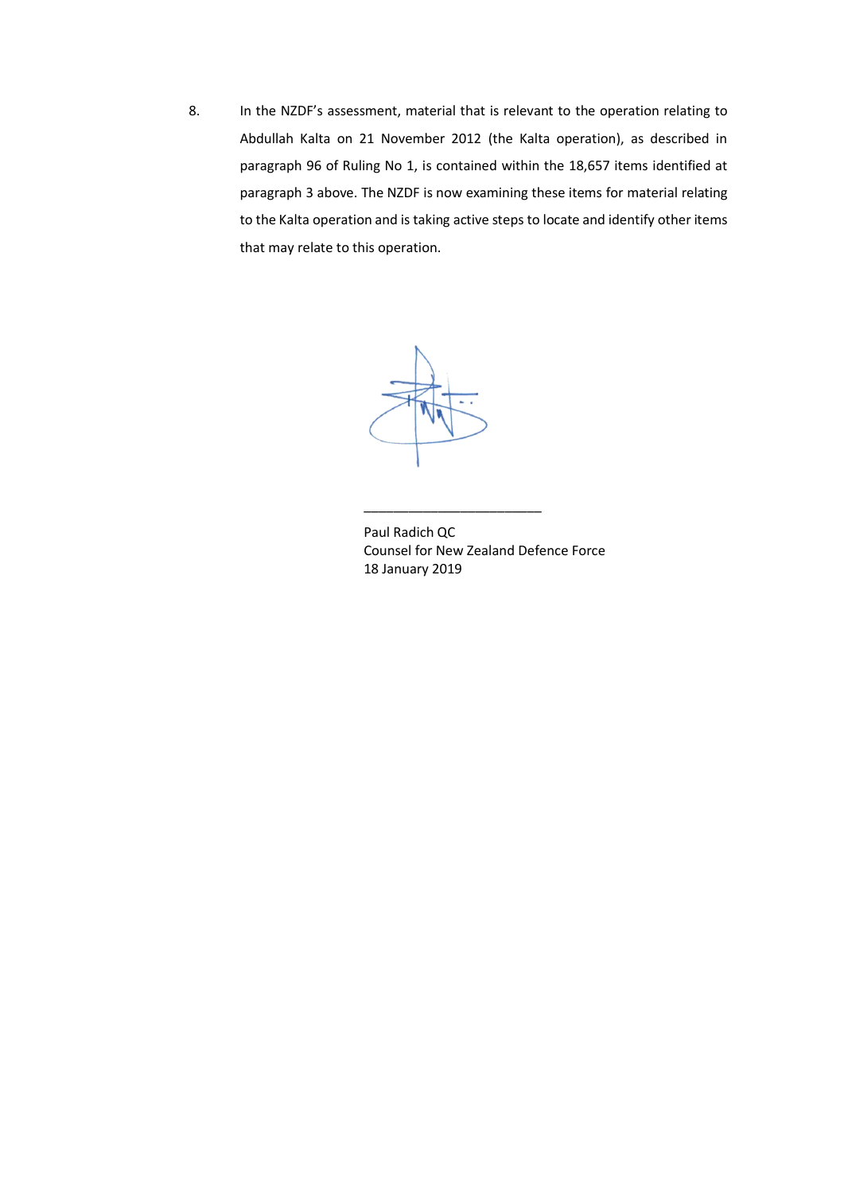8. In the NZDF's assessment, material that is relevant to the operation relating to Abdullah Kalta on 21 November 2012 (the Kalta operation), as described in paragraph 96 of Ruling No 1, is contained within the 18,657 items identified at paragraph 3 above. The NZDF is now examining these items for material relating to the Kalta operation and is taking active steps to locate and identify other items that may relate to this operation.

\_\_\_\_\_\_\_\_\_\_\_\_\_\_\_\_\_\_\_\_\_\_\_\_\_\_

Paul Radich QC
Counsel for New Zealand Defence Force
18 January 2019